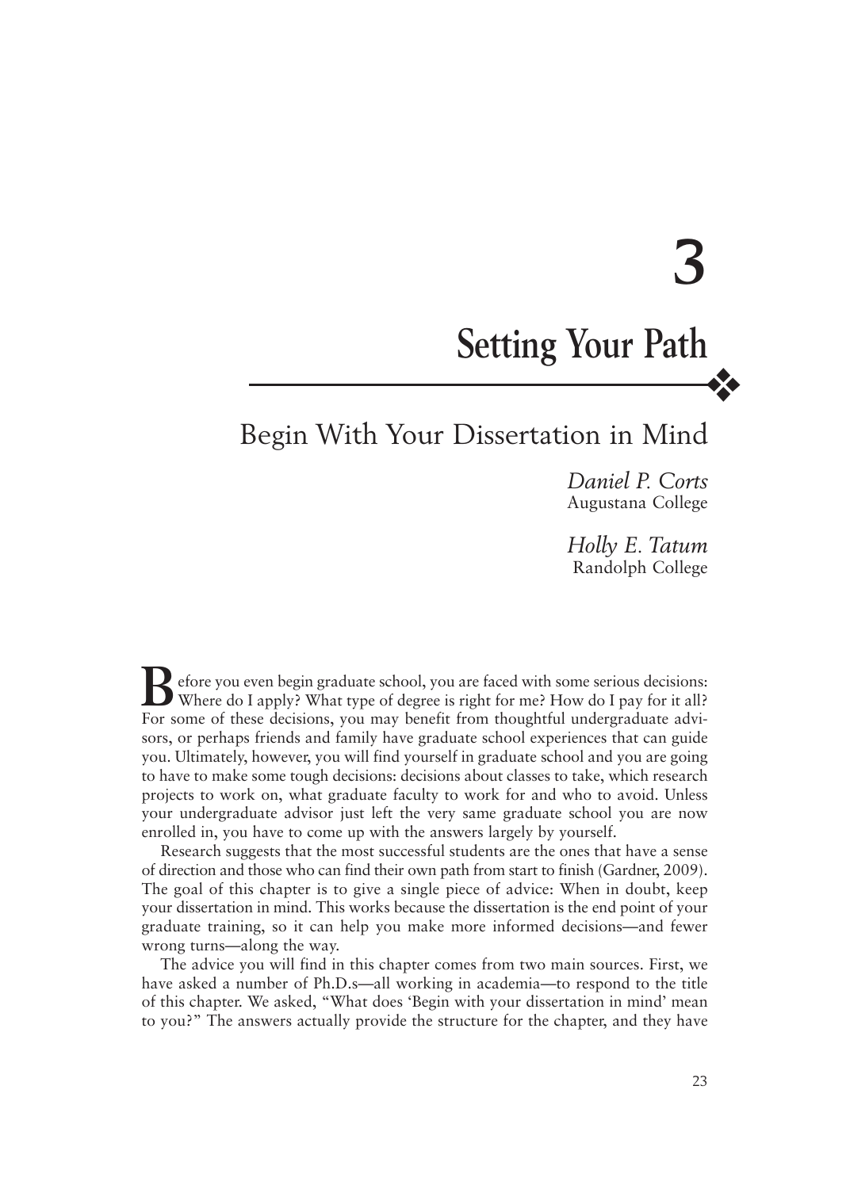# 3

# Setting Your Path

## Begin With Your Dissertation in Mind

*Daniel P. Corts*
Augustana College

*Holly E. Tatum*
Randolph College

Before you even begin graduate school, you are faced with some serious decisions: Where do I apply? What type of degree is right for me? How do I pay for it all? For some of these decisions, you may benefit from thoughtful undergraduate advisors, or perhaps friends and family have graduate school experiences that can guide you. Ultimately, however, you will find yourself in graduate school and you are going to have to make some tough decisions: decisions about classes to take, which research projects to work on, what graduate faculty to work for and who to avoid. Unless your undergraduate advisor just left the very same graduate school you are now enrolled in, you have to come up with the answers largely by yourself.

Research suggests that the most successful students are the ones that have a sense of direction and those who can find their own path from start to finish (Gardner, 2009). The goal of this chapter is to give a single piece of advice: When in doubt, keep your dissertation in mind. This works because the dissertation is the end point of your graduate training, so it can help you make more informed decisions—and fewer wrong turns—along the way.

The advice you will find in this chapter comes from two main sources. First, we have asked a number of Ph.D.s—all working in academia—to respond to the title of this chapter. We asked, "What does 'Begin with your dissertation in mind' mean to you?" The answers actually provide the structure for the chapter, and they have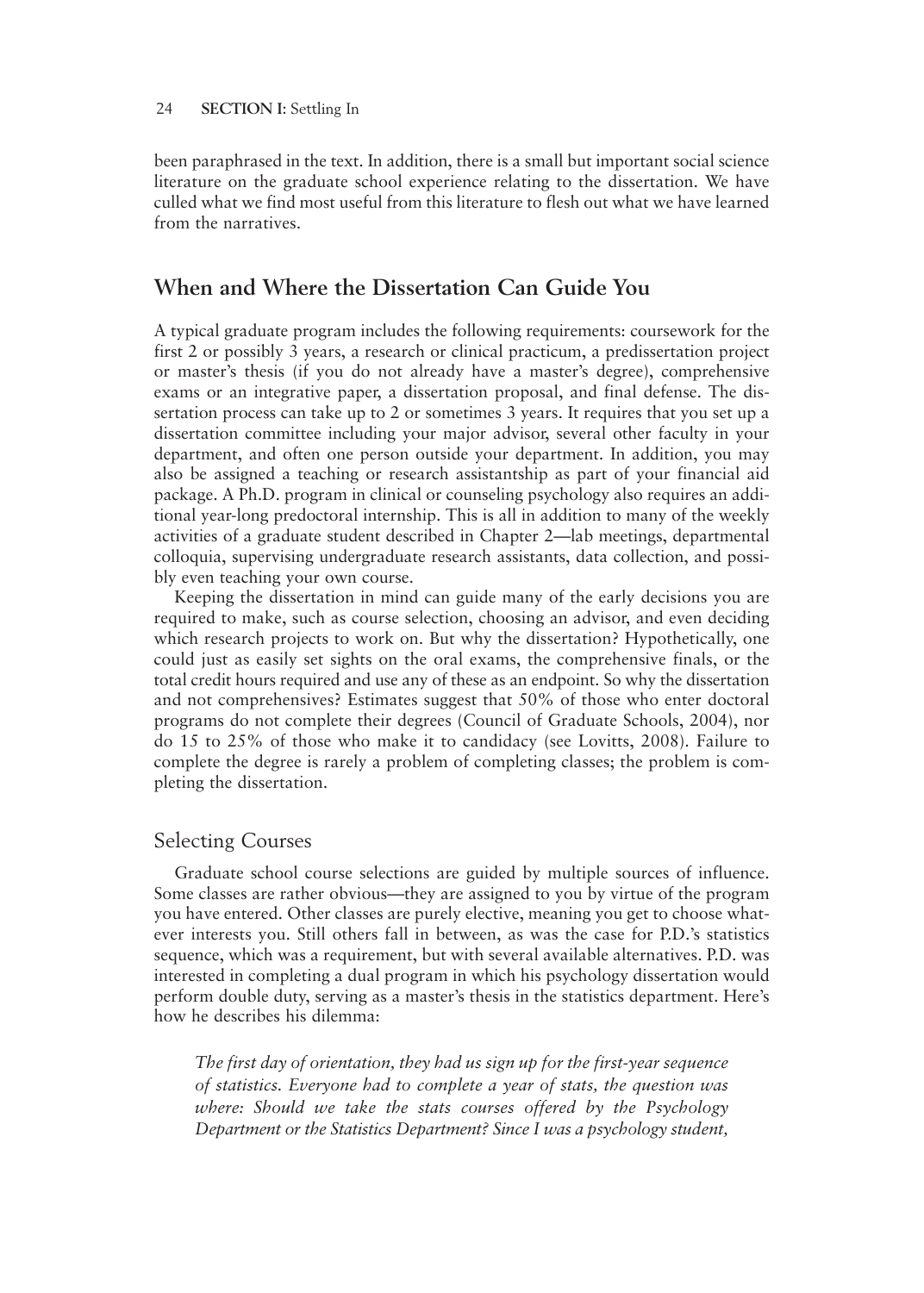been paraphrased in the text. In addition, there is a small but important social science literature on the graduate school experience relating to the dissertation. We have culled what we find most useful from this literature to flesh out what we have learned from the narratives.

## When and Where the Dissertation Can Guide You

A typical graduate program includes the following requirements: coursework for the first 2 or possibly 3 years, a research or clinical practicum, a predissertation project or master's thesis (if you do not already have a master's degree), comprehensive exams or an integrative paper, a dissertation proposal, and final defense. The dissertation process can take up to 2 or sometimes 3 years. It requires that you set up a dissertation committee including your major advisor, several other faculty in your department, and often one person outside your department. In addition, you may also be assigned a teaching or research assistantship as part of your financial aid package. A Ph.D. program in clinical or counseling psychology also requires an additional year-long predoctoral internship. This is all in addition to many of the weekly activities of a graduate student described in Chapter 2—lab meetings, departmental colloquia, supervising undergraduate research assistants, data collection, and possibly even teaching your own course.

Keeping the dissertation in mind can guide many of the early decisions you are required to make, such as course selection, choosing an advisor, and even deciding which research projects to work on. But why the dissertation? Hypothetically, one could just as easily set sights on the oral exams, the comprehensive finals, or the total credit hours required and use any of these as an endpoint. So why the dissertation and not comprehensives? Estimates suggest that 50% of those who enter doctoral programs do not complete their degrees (Council of Graduate Schools, 2004), nor do 15 to 25% of those who make it to candidacy (see Lovitts, 2008). Failure to complete the degree is rarely a problem of completing classes; the problem is completing the dissertation.

### Selecting Courses

Graduate school course selections are guided by multiple sources of influence. Some classes are rather obvious—they are assigned to you by virtue of the program you have entered. Other classes are purely elective, meaning you get to choose whatever interests you. Still others fall in between, as was the case for P.D.'s statistics sequence, which was a requirement, but with several available alternatives. P.D. was interested in completing a dual program in which his psychology dissertation would perform double duty, serving as a master's thesis in the statistics department. Here's how he describes his dilemma:

> *The first day of orientation, they had us sign up for the first-year sequence of statistics. Everyone had to complete a year of stats, the question was where: Should we take the stats courses offered by the Psychology Department or the Statistics Department? Since I was a psychology student,*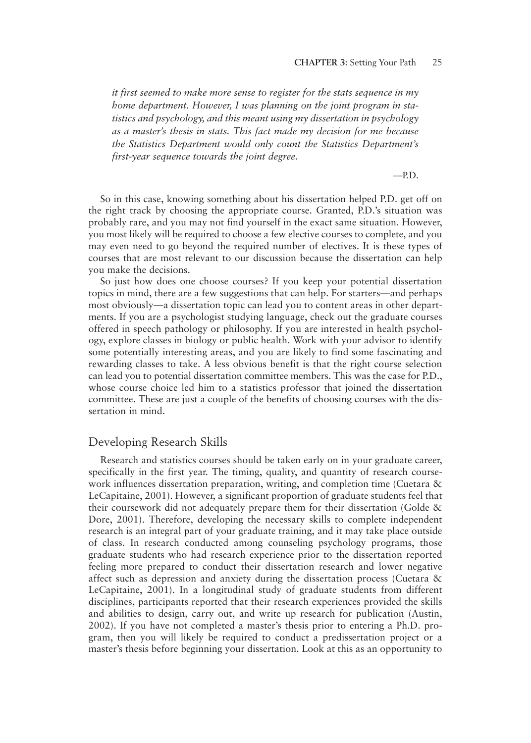*it first seemed to make more sense to register for the stats sequence in my home department. However, I was planning on the joint program in statistics and psychology, and this meant using my dissertation in psychology as a master's thesis in stats. This fact made my decision for me because the Statistics Department would only count the Statistics Department's first-year sequence towards the joint degree.*

—P.D.

So in this case, knowing something about his dissertation helped P.D. get off on the right track by choosing the appropriate course. Granted, P.D.'s situation was probably rare, and you may not find yourself in the exact same situation. However, you most likely will be required to choose a few elective courses to complete, and you may even need to go beyond the required number of electives. It is these types of courses that are most relevant to our discussion because the dissertation can help you make the decisions.

So just how does one choose courses? If you keep your potential dissertation topics in mind, there are a few suggestions that can help. For starters—and perhaps most obviously—a dissertation topic can lead you to content areas in other departments. If you are a psychologist studying language, check out the graduate courses offered in speech pathology or philosophy. If you are interested in health psychology, explore classes in biology or public health. Work with your advisor to identify some potentially interesting areas, and you are likely to find some fascinating and rewarding classes to take. A less obvious benefit is that the right course selection can lead you to potential dissertation committee members. This was the case for P.D., whose course choice led him to a statistics professor that joined the dissertation committee. These are just a couple of the benefits of choosing courses with the dissertation in mind.

## Developing Research Skills

Research and statistics courses should be taken early on in your graduate career, specifically in the first year. The timing, quality, and quantity of research coursework influences dissertation preparation, writing, and completion time (Cuetara & LeCapitaine, 2001). However, a significant proportion of graduate students feel that their coursework did not adequately prepare them for their dissertation (Golde & Dore, 2001). Therefore, developing the necessary skills to complete independent research is an integral part of your graduate training, and it may take place outside of class. In research conducted among counseling psychology programs, those graduate students who had research experience prior to the dissertation reported feeling more prepared to conduct their dissertation research and lower negative affect such as depression and anxiety during the dissertation process (Cuetara & LeCapitaine, 2001). In a longitudinal study of graduate students from different disciplines, participants reported that their research experiences provided the skills and abilities to design, carry out, and write up research for publication (Austin, 2002). If you have not completed a master's thesis prior to entering a Ph.D. program, then you will likely be required to conduct a predissertation project or a master's thesis before beginning your dissertation. Look at this as an opportunity to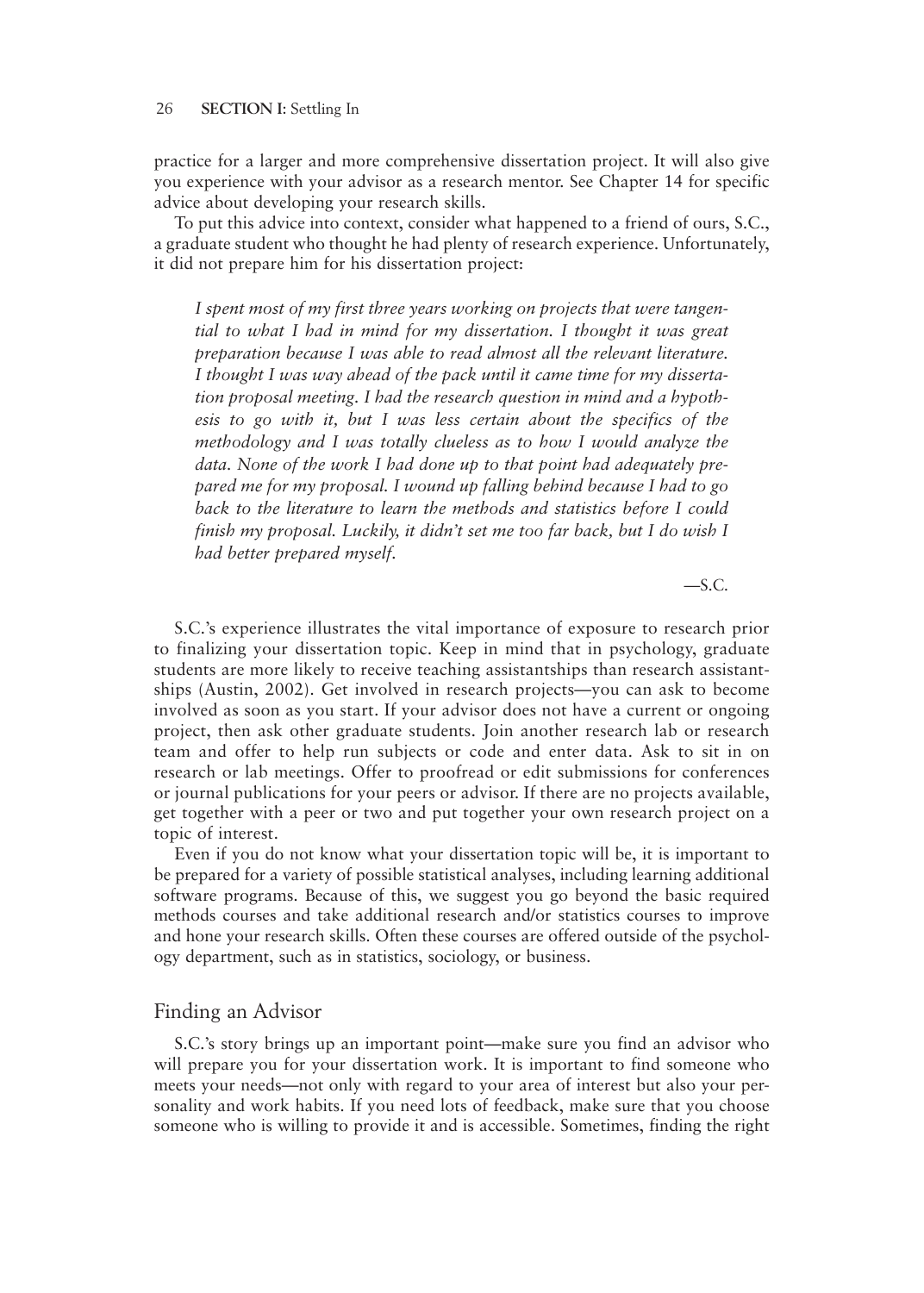practice for a larger and more comprehensive dissertation project. It will also give you experience with your advisor as a research mentor. See Chapter 14 for specific advice about developing your research skills.

To put this advice into context, consider what happened to a friend of ours, S.C., a graduate student who thought he had plenty of research experience. Unfortunately, it did not prepare him for his dissertation project:

> *I spent most of my first three years working on projects that were tangential to what I had in mind for my dissertation. I thought it was great preparation because I was able to read almost all the relevant literature. I thought I was way ahead of the pack until it came time for my dissertation proposal meeting. I had the research question in mind and a hypothesis to go with it, but I was less certain about the specifics of the methodology and I was totally clueless as to how I would analyze the data. None of the work I had done up to that point had adequately prepared me for my proposal. I wound up falling behind because I had to go back to the literature to learn the methods and statistics before I could finish my proposal. Luckily, it didn't set me too far back, but I do wish I had better prepared myself.*
>
> —S.C.

S.C.'s experience illustrates the vital importance of exposure to research prior to finalizing your dissertation topic. Keep in mind that in psychology, graduate students are more likely to receive teaching assistantships than research assistantships (Austin, 2002). Get involved in research projects—you can ask to become involved as soon as you start. If your advisor does not have a current or ongoing project, then ask other graduate students. Join another research lab or research team and offer to help run subjects or code and enter data. Ask to sit in on research or lab meetings. Offer to proofread or edit submissions for conferences or journal publications for your peers or advisor. If there are no projects available, get together with a peer or two and put together your own research project on a topic of interest.

Even if you do not know what your dissertation topic will be, it is important to be prepared for a variety of possible statistical analyses, including learning additional software programs. Because of this, we suggest you go beyond the basic required methods courses and take additional research and/or statistics courses to improve and hone your research skills. Often these courses are offered outside of the psychology department, such as in statistics, sociology, or business.

## Finding an Advisor

S.C.'s story brings up an important point—make sure you find an advisor who will prepare you for your dissertation work. It is important to find someone who meets your needs—not only with regard to your area of interest but also your personality and work habits. If you need lots of feedback, make sure that you choose someone who is willing to provide it and is accessible. Sometimes, finding the right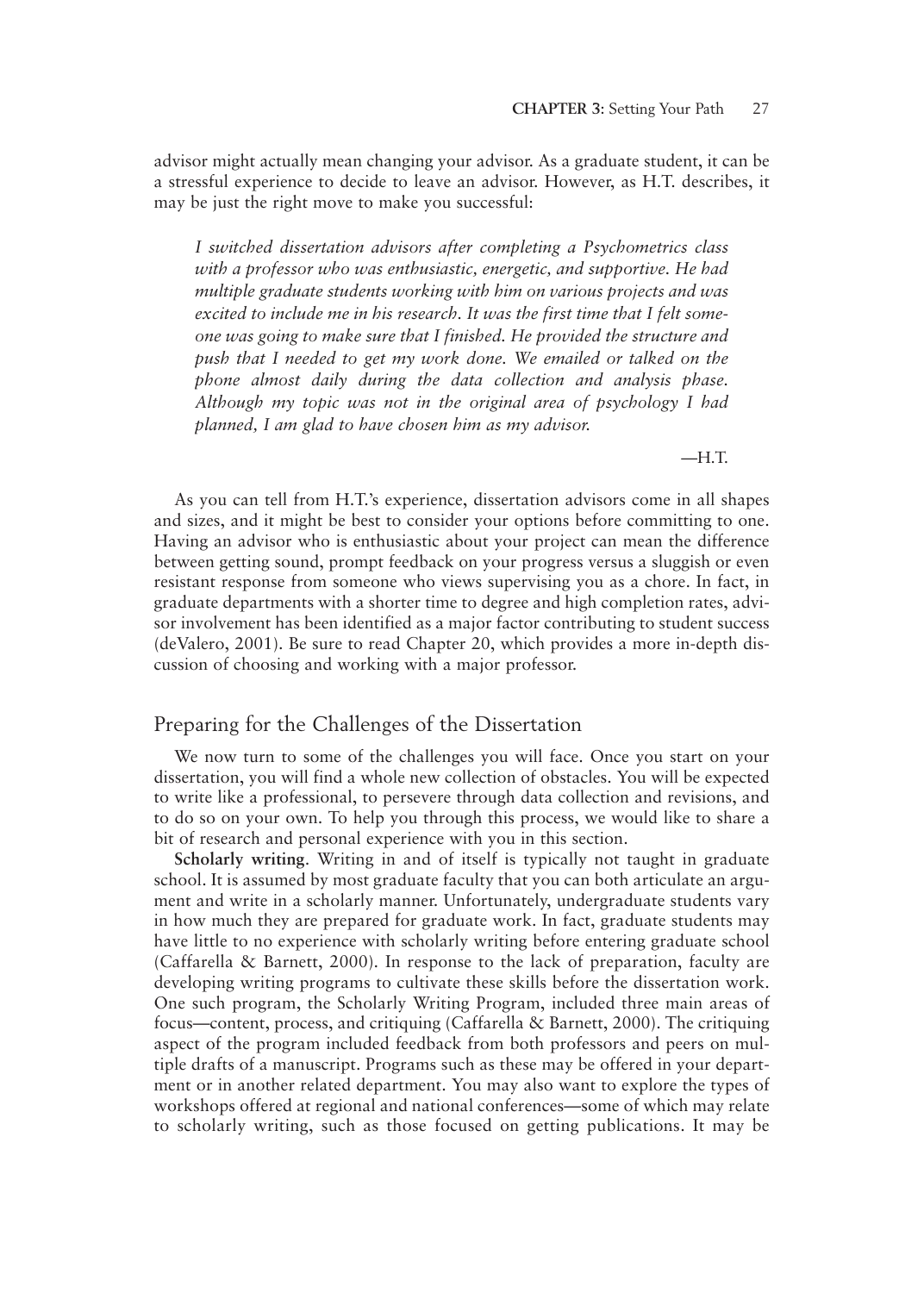advisor might actually mean changing your advisor. As a graduate student, it can be a stressful experience to decide to leave an advisor. However, as H.T. describes, it may be just the right move to make you successful:

> *I switched dissertation advisors after completing a Psychometrics class with a professor who was enthusiastic, energetic, and supportive. He had multiple graduate students working with him on various projects and was excited to include me in his research. It was the first time that I felt someone was going to make sure that I finished. He provided the structure and push that I needed to get my work done. We emailed or talked on the phone almost daily during the data collection and analysis phase. Although my topic was not in the original area of psychology I had planned, I am glad to have chosen him as my advisor.*
>
> —H.T.

As you can tell from H.T.'s experience, dissertation advisors come in all shapes and sizes, and it might be best to consider your options before committing to one. Having an advisor who is enthusiastic about your project can mean the difference between getting sound, prompt feedback on your progress versus a sluggish or even resistant response from someone who views supervising you as a chore. In fact, in graduate departments with a shorter time to degree and high completion rates, advisor involvement has been identified as a major factor contributing to student success (deValero, 2001). Be sure to read Chapter 20, which provides a more in-depth discussion of choosing and working with a major professor.

## Preparing for the Challenges of the Dissertation

We now turn to some of the challenges you will face. Once you start on your dissertation, you will find a whole new collection of obstacles. You will be expected to write like a professional, to persevere through data collection and revisions, and to do so on your own. To help you through this process, we would like to share a bit of research and personal experience with you in this section.

**Scholarly writing**. Writing in and of itself is typically not taught in graduate school. It is assumed by most graduate faculty that you can both articulate an argument and write in a scholarly manner. Unfortunately, undergraduate students vary in how much they are prepared for graduate work. In fact, graduate students may have little to no experience with scholarly writing before entering graduate school (Caffarella & Barnett, 2000). In response to the lack of preparation, faculty are developing writing programs to cultivate these skills before the dissertation work. One such program, the Scholarly Writing Program, included three main areas of focus—content, process, and critiquing (Caffarella & Barnett, 2000). The critiquing aspect of the program included feedback from both professors and peers on multiple drafts of a manuscript. Programs such as these may be offered in your department or in another related department. You may also want to explore the types of workshops offered at regional and national conferences—some of which may relate to scholarly writing, such as those focused on getting publications. It may be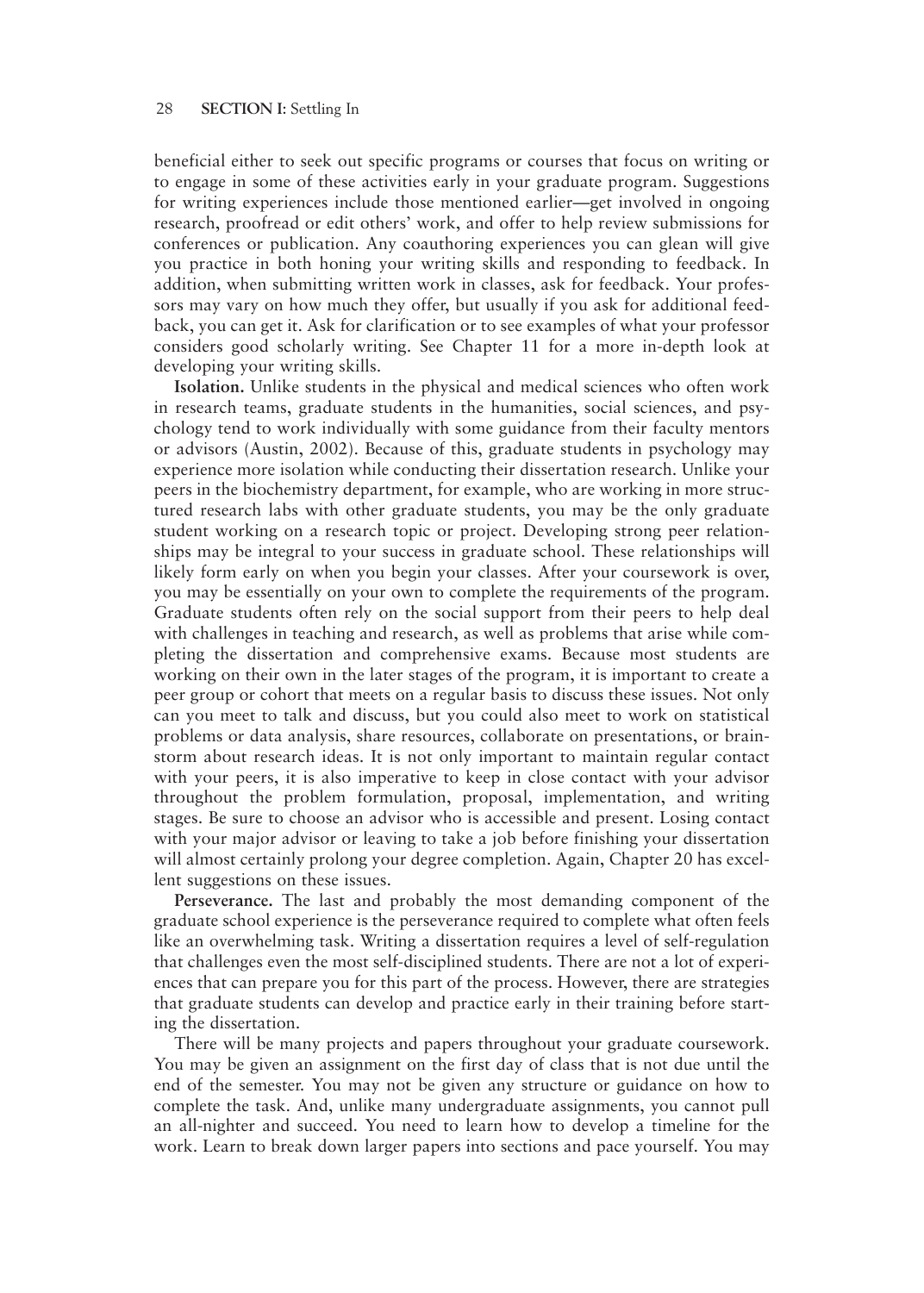beneficial either to seek out specific programs or courses that focus on writing or to engage in some of these activities early in your graduate program. Suggestions for writing experiences include those mentioned earlier—get involved in ongoing research, proofread or edit others' work, and offer to help review submissions for conferences or publication. Any coauthoring experiences you can glean will give you practice in both honing your writing skills and responding to feedback. In addition, when submitting written work in classes, ask for feedback. Your professors may vary on how much they offer, but usually if you ask for additional feedback, you can get it. Ask for clarification or to see examples of what your professor considers good scholarly writing. See Chapter 11 for a more in-depth look at developing your writing skills.

**Isolation.** Unlike students in the physical and medical sciences who often work in research teams, graduate students in the humanities, social sciences, and psychology tend to work individually with some guidance from their faculty mentors or advisors (Austin, 2002). Because of this, graduate students in psychology may experience more isolation while conducting their dissertation research. Unlike your peers in the biochemistry department, for example, who are working in more structured research labs with other graduate students, you may be the only graduate student working on a research topic or project. Developing strong peer relationships may be integral to your success in graduate school. These relationships will likely form early on when you begin your classes. After your coursework is over, you may be essentially on your own to complete the requirements of the program. Graduate students often rely on the social support from their peers to help deal with challenges in teaching and research, as well as problems that arise while completing the dissertation and comprehensive exams. Because most students are working on their own in the later stages of the program, it is important to create a peer group or cohort that meets on a regular basis to discuss these issues. Not only can you meet to talk and discuss, but you could also meet to work on statistical problems or data analysis, share resources, collaborate on presentations, or brainstorm about research ideas. It is not only important to maintain regular contact with your peers, it is also imperative to keep in close contact with your advisor throughout the problem formulation, proposal, implementation, and writing stages. Be sure to choose an advisor who is accessible and present. Losing contact with your major advisor or leaving to take a job before finishing your dissertation will almost certainly prolong your degree completion. Again, Chapter 20 has excellent suggestions on these issues.

**Perseverance.** The last and probably the most demanding component of the graduate school experience is the perseverance required to complete what often feels like an overwhelming task. Writing a dissertation requires a level of self-regulation that challenges even the most self-disciplined students. There are not a lot of experiences that can prepare you for this part of the process. However, there are strategies that graduate students can develop and practice early in their training before starting the dissertation.

There will be many projects and papers throughout your graduate coursework. You may be given an assignment on the first day of class that is not due until the end of the semester. You may not be given any structure or guidance on how to complete the task. And, unlike many undergraduate assignments, you cannot pull an all-nighter and succeed. You need to learn how to develop a timeline for the work. Learn to break down larger papers into sections and pace yourself. You may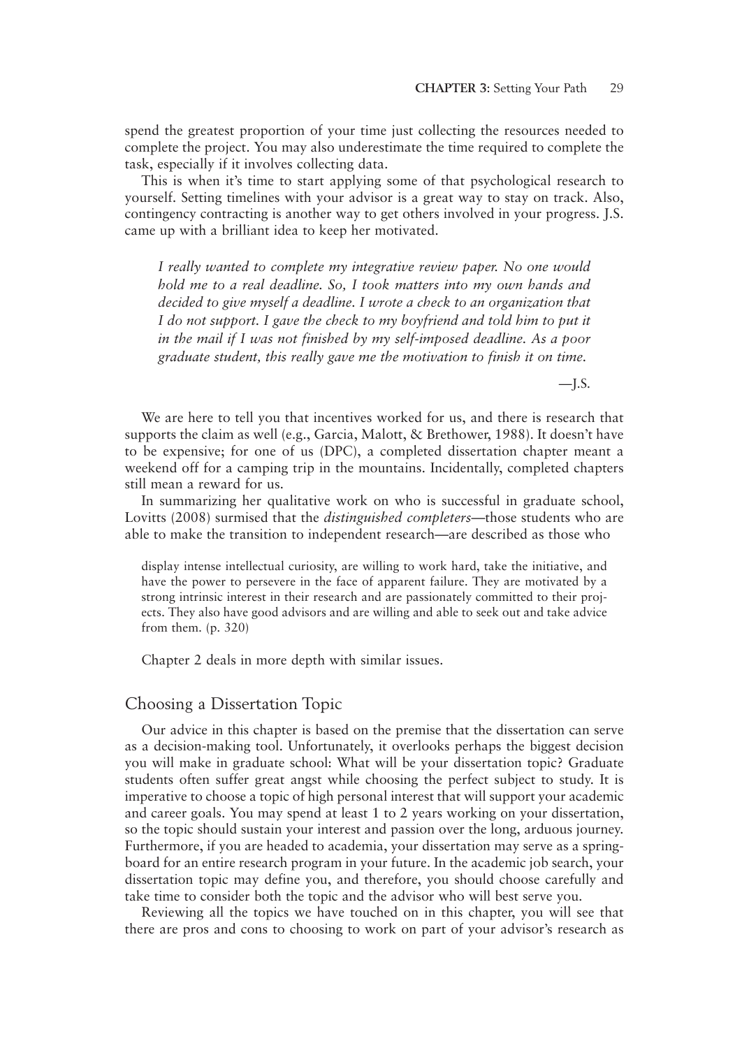spend the greatest proportion of your time just collecting the resources needed to complete the project. You may also underestimate the time required to complete the task, especially if it involves collecting data.

This is when it's time to start applying some of that psychological research to yourself. Setting timelines with your advisor is a great way to stay on track. Also, contingency contracting is another way to get others involved in your progress. J.S. came up with a brilliant idea to keep her motivated.

> *I really wanted to complete my integrative review paper. No one would hold me to a real deadline. So, I took matters into my own hands and decided to give myself a deadline. I wrote a check to an organization that I do not support. I gave the check to my boyfriend and told him to put it in the mail if I was not finished by my self-imposed deadline. As a poor graduate student, this really gave me the motivation to finish it on time.*
>
> —J.S.

We are here to tell you that incentives worked for us, and there is research that supports the claim as well (e.g., Garcia, Malott, & Brethower, 1988). It doesn't have to be expensive; for one of us (DPC), a completed dissertation chapter meant a weekend off for a camping trip in the mountains. Incidentally, completed chapters still mean a reward for us.

In summarizing her qualitative work on who is successful in graduate school, Lovitts (2008) surmised that the *distinguished completers*—those students who are able to make the transition to independent research—are described as those who

> display intense intellectual curiosity, are willing to work hard, take the initiative, and have the power to persevere in the face of apparent failure. They are motivated by a strong intrinsic interest in their research and are passionately committed to their projects. They also have good advisors and are willing and able to seek out and take advice from them. (p. 320)

Chapter 2 deals in more depth with similar issues.

## Choosing a Dissertation Topic

Our advice in this chapter is based on the premise that the dissertation can serve as a decision-making tool. Unfortunately, it overlooks perhaps the biggest decision you will make in graduate school: What will be your dissertation topic? Graduate students often suffer great angst while choosing the perfect subject to study. It is imperative to choose a topic of high personal interest that will support your academic and career goals. You may spend at least 1 to 2 years working on your dissertation, so the topic should sustain your interest and passion over the long, arduous journey. Furthermore, if you are headed to academia, your dissertation may serve as a springboard for an entire research program in your future. In the academic job search, your dissertation topic may define you, and therefore, you should choose carefully and take time to consider both the topic and the advisor who will best serve you.

Reviewing all the topics we have touched on in this chapter, you will see that there are pros and cons to choosing to work on part of your advisor's research as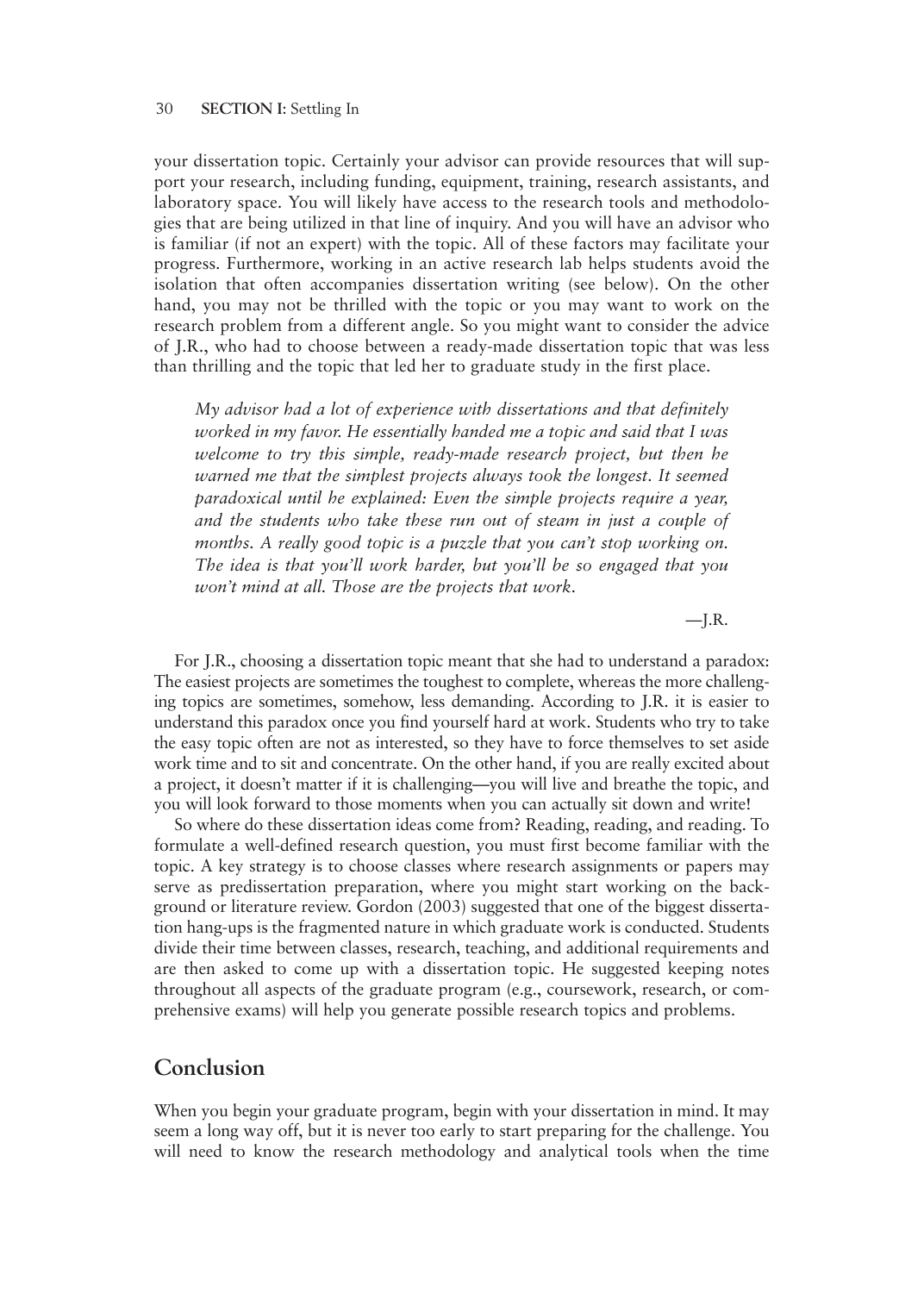your dissertation topic. Certainly your advisor can provide resources that will support your research, including funding, equipment, training, research assistants, and laboratory space. You will likely have access to the research tools and methodologies that are being utilized in that line of inquiry. And you will have an advisor who is familiar (if not an expert) with the topic. All of these factors may facilitate your progress. Furthermore, working in an active research lab helps students avoid the isolation that often accompanies dissertation writing (see below). On the other hand, you may not be thrilled with the topic or you may want to work on the research problem from a different angle. So you might want to consider the advice of J.R., who had to choose between a ready-made dissertation topic that was less than thrilling and the topic that led her to graduate study in the first place.

> *My advisor had a lot of experience with dissertations and that definitely worked in my favor. He essentially handed me a topic and said that I was welcome to try this simple, ready-made research project, but then he warned me that the simplest projects always took the longest. It seemed paradoxical until he explained: Even the simple projects require a year, and the students who take these run out of steam in just a couple of months. A really good topic is a puzzle that you can't stop working on. The idea is that you'll work harder, but you'll be so engaged that you won't mind at all. Those are the projects that work.*
>
> —J.R.

For J.R., choosing a dissertation topic meant that she had to understand a paradox: The easiest projects are sometimes the toughest to complete, whereas the more challenging topics are sometimes, somehow, less demanding. According to J.R. it is easier to understand this paradox once you find yourself hard at work. Students who try to take the easy topic often are not as interested, so they have to force themselves to set aside work time and to sit and concentrate. On the other hand, if you are really excited about a project, it doesn't matter if it is challenging—you will live and breathe the topic, and you will look forward to those moments when you can actually sit down and write!

So where do these dissertation ideas come from? Reading, reading, and reading. To formulate a well-defined research question, you must first become familiar with the topic. A key strategy is to choose classes where research assignments or papers may serve as predissertation preparation, where you might start working on the background or literature review. Gordon (2003) suggested that one of the biggest dissertation hang-ups is the fragmented nature in which graduate work is conducted. Students divide their time between classes, research, teaching, and additional requirements and are then asked to come up with a dissertation topic. He suggested keeping notes throughout all aspects of the graduate program (e.g., coursework, research, or comprehensive exams) will help you generate possible research topics and problems.

## Conclusion

When you begin your graduate program, begin with your dissertation in mind. It may seem a long way off, but it is never too early to start preparing for the challenge. You will need to know the research methodology and analytical tools when the time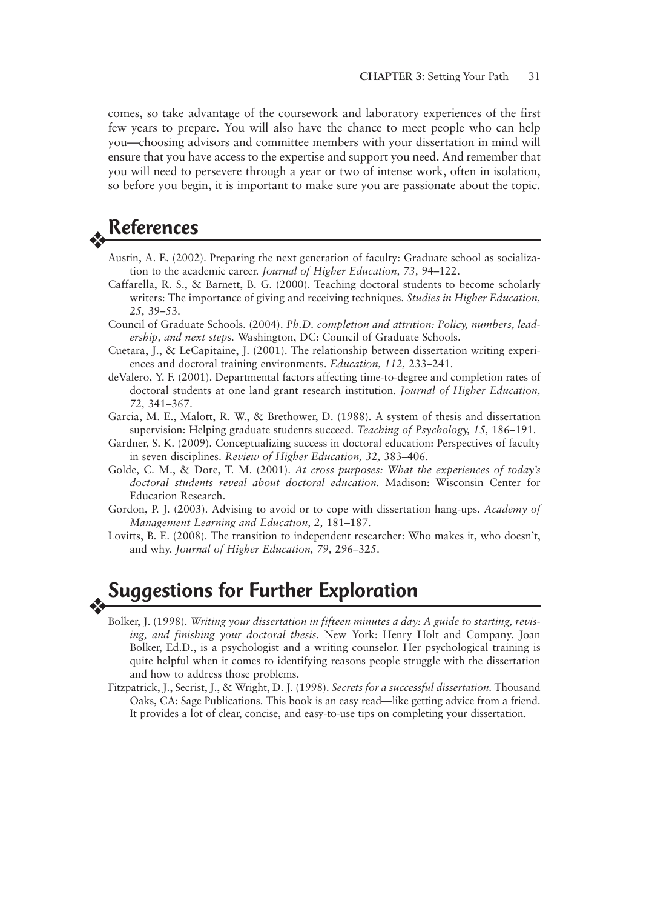comes, so take advantage of the coursework and laboratory experiences of the first few years to prepare. You will also have the chance to meet people who can help you—choosing advisors and committee members with your dissertation in mind will ensure that you have access to the expertise and support you need. And remember that you will need to persevere through a year or two of intense work, often in isolation, so before you begin, it is important to make sure you are passionate about the topic.

## References

Austin, A. E. (2002). Preparing the next generation of faculty: Graduate school as socialization to the academic career. *Journal of Higher Education, 73,* 94–122.

Caffarella, R. S., & Barnett, B. G. (2000). Teaching doctoral students to become scholarly writers: The importance of giving and receiving techniques. *Studies in Higher Education, 25,* 39–53.

Council of Graduate Schools. (2004). *Ph.D. completion and attrition: Policy, numbers, leadership, and next steps.* Washington, DC: Council of Graduate Schools.

Cuetara, J., & LeCapitaine, J. (2001). The relationship between dissertation writing experiences and doctoral training environments. *Education, 112,* 233–241.

deValero, Y. F. (2001). Departmental factors affecting time-to-degree and completion rates of doctoral students at one land grant research institution. *Journal of Higher Education, 72,* 341–367.

Garcia, M. E., Malott, R. W., & Brethower, D. (1988). A system of thesis and dissertation supervision: Helping graduate students succeed. *Teaching of Psychology, 15,* 186–191.

Gardner, S. K. (2009). Conceptualizing success in doctoral education: Perspectives of faculty in seven disciplines. *Review of Higher Education, 32,* 383–406.

Golde, C. M., & Dore, T. M. (2001). *At cross purposes: What the experiences of today's doctoral students reveal about doctoral education.* Madison: Wisconsin Center for Education Research.

Gordon, P. J. (2003). Advising to avoid or to cope with dissertation hang-ups. *Academy of Management Learning and Education, 2,* 181–187.

Lovitts, B. E. (2008). The transition to independent researcher: Who makes it, who doesn't, and why. *Journal of Higher Education, 79,* 296–325.

## Suggestions for Further Exploration

Bolker, J. (1998). *Writing your dissertation in fifteen minutes a day: A guide to starting, revising, and finishing your doctoral thesis.* New York: Henry Holt and Company. Joan Bolker, Ed.D., is a psychologist and a writing counselor. Her psychological training is quite helpful when it comes to identifying reasons people struggle with the dissertation and how to address those problems.

Fitzpatrick, J., Secrist, J., & Wright, D. J. (1998). *Secrets for a successful dissertation.* Thousand Oaks, CA: Sage Publications. This book is an easy read—like getting advice from a friend. It provides a lot of clear, concise, and easy-to-use tips on completing your dissertation.